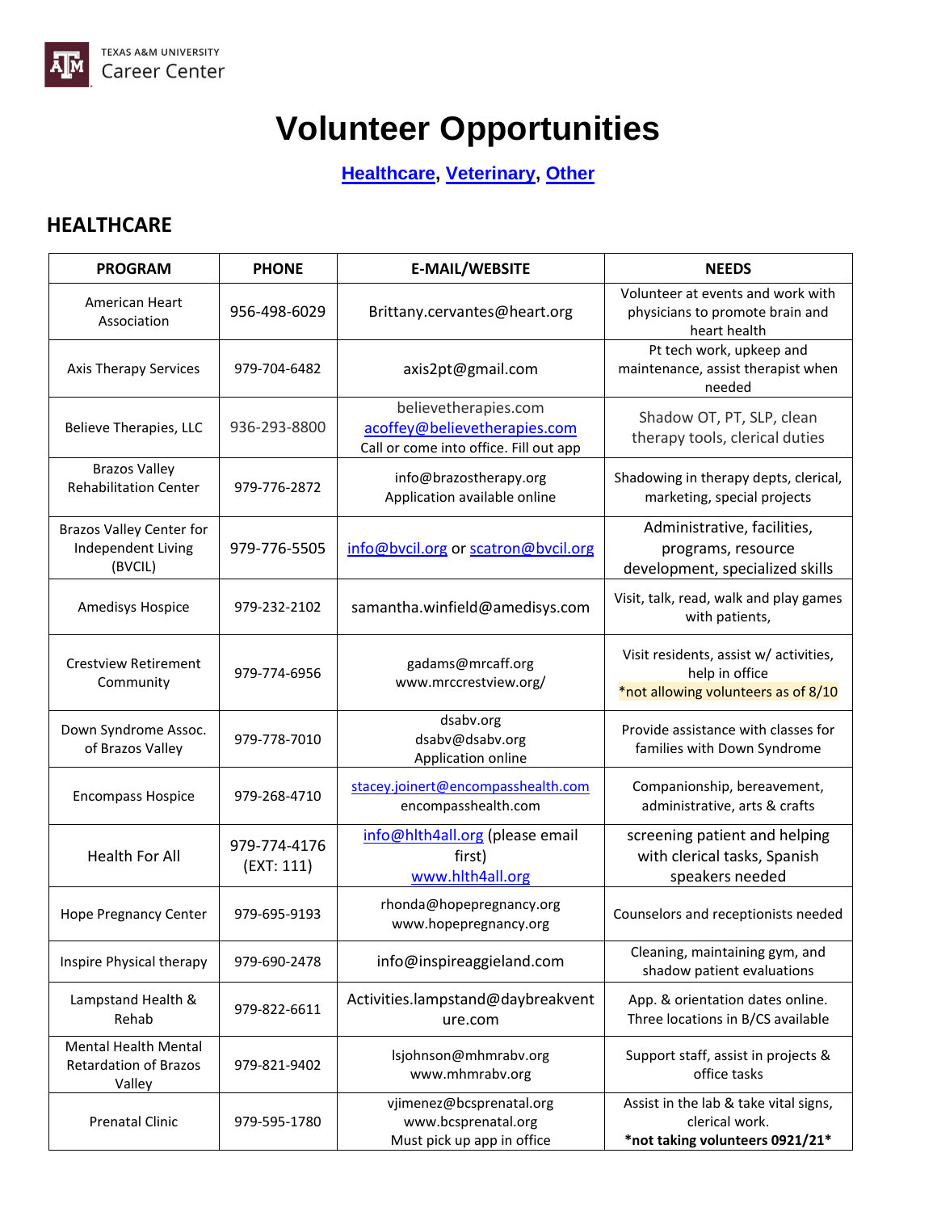TEXAS A&M UNIVERSITY
Career Center

# Volunteer Opportunities

**Healthcare, Veterinary, Other**

## HEALTHCARE

| PROGRAM | PHONE | E-MAIL/WEBSITE | NEEDS |
|---|---|---|---|
| American Heart Association | 956-498-6029 | Brittany.cervantes@heart.org | Volunteer at events and work with physicians to promote brain and heart health |
| Axis Therapy Services | 979-704-6482 | axis2pt@gmail.com | Pt tech work, upkeep and maintenance, assist therapist when needed |
| Believe Therapies, LLC | 936-293-8800 | believetherapies.com acoffey@believetherapies.com Call or come into office. Fill out app | Shadow OT, PT, SLP, clean therapy tools, clerical duties |
| Brazos Valley Rehabilitation Center | 979-776-2872 | info@brazostherapy.org Application available online | Shadowing in therapy depts, clerical, marketing, special projects |
| Brazos Valley Center for Independent Living (BVCIL) | 979-776-5505 | info@bvcil.org or scatron@bvcil.org | Administrative, facilities, programs, resource development, specialized skills |
| Amedisys Hospice | 979-232-2102 | samantha.winfield@amedisys.com | Visit, talk, read, walk and play games with patients, |
| Crestview Retirement Community | 979-774-6956 | gadams@mrcaff.org www.mrccrestview.org/ | Visit residents, assist w/ activities, help in office *not allowing volunteers as of 8/10 |
| Down Syndrome Assoc. of Brazos Valley | 979-778-7010 | dsabv.org dsabv@dsabv.org Application online | Provide assistance with classes for families with Down Syndrome |
| Encompass Hospice | 979-268-4710 | stacey.joinert@encompasshealth.com encompasshealth.com | Companionship, bereavement, administrative, arts & crafts |
| Health For All | 979-774-4176 (EXT: 111) | info@hlth4all.org (please email first) www.hlth4all.org | screening patient and helping with clerical tasks, Spanish speakers needed |
| Hope Pregnancy Center | 979-695-9193 | rhonda@hopepregnancy.org www.hopepregnancy.org | Counselors and receptionists needed |
| Inspire Physical therapy | 979-690-2478 | info@inspireaggieland.com | Cleaning, maintaining gym, and shadow patient evaluations |
| Lampstand Health & Rehab | 979-822-6611 | Activities.lampstand@daybreakventure.com | App. & orientation dates online. Three locations in B/CS available |
| Mental Health Mental Retardation of Brazos Valley | 979-821-9402 | lsjohnson@mhmrabv.org www.mhmrabv.org | Support staff, assist in projects & office tasks |
| Prenatal Clinic | 979-595-1780 | vjimenez@bcsprenatal.org www.bcsprenatal.org Must pick up app in office | Assist in the lab & take vital signs, clerical work. **\*not taking volunteers 0921/21\*** |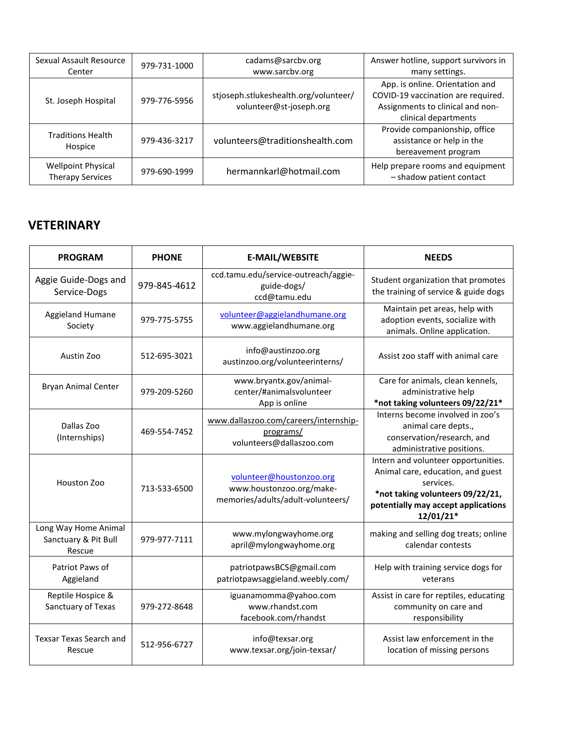| | | | |
|---|---|---|---|
| Sexual Assault Resource Center | 979-731-1000 | cadams@sarcbv.org www.sarcbv.org | Answer hotline, support survivors in many settings. |
| St. Joseph Hospital | 979-776-5956 | stjoseph.stlukeshealth.org/volunteer/ volunteer@st-joseph.org | App. is online. Orientation and COVID-19 vaccination are required. Assignments to clinical and non-clinical departments |
| Traditions Health Hospice | 979-436-3217 | volunteers@traditionshealth.com | Provide companionship, office assistance or help in the bereavement program |
| Wellpoint Physical Therapy Services | 979-690-1999 | hermannkarl@hotmail.com | Help prepare rooms and equipment – shadow patient contact |

## VETERINARY

| PROGRAM | PHONE | E-MAIL/WEBSITE | NEEDS |
|---|---|---|---|
| Aggie Guide-Dogs and Service-Dogs | 979-845-4612 | ccd.tamu.edu/service-outreach/aggie-guide-dogs/ ccd@tamu.edu | Student organization that promotes the training of service & guide dogs |
| Aggieland Humane Society | 979-775-5755 | volunteer@aggielandhumane.org www.aggielandhumane.org | Maintain pet areas, help with adoption events, socialize with animals. Online application. |
| Austin Zoo | 512-695-3021 | info@austinzoo.org austinzoo.org/volunteerinterns/ | Assist zoo staff with animal care |
| Bryan Animal Center | 979-209-5260 | www.bryantx.gov/animal-center/#animalsvolunteer App is online | Care for animals, clean kennels, administrative help **\*not taking volunteers 09/22/21\*** |
| Dallas Zoo (Internships) | 469-554-7452 | www.dallaszoo.com/careers/internship-programs/ volunteers@dallaszoo.com | Interns become involved in zoo's animal care depts., conservation/research, and administrative positions. |
| Houston Zoo | 713-533-6500 | volunteer@houstonzoo.org www.houstonzoo.org/make-memories/adults/adult-volunteers/ | Intern and volunteer opportunities. Animal care, education, and guest services. **\*not taking volunteers 09/22/21, potentially may accept applications 12/01/21\*** |
| Long Way Home Animal Sanctuary & Pit Bull Rescue | 979-977-7111 | www.mylongwayhome.org april@mylongwayhome.org | making and selling dog treats; online calendar contests |
| Patriot Paws of Aggieland | | patriotpawsBCS@gmail.com patriotpawsaggieland.weebly.com/ | Help with training service dogs for veterans |
| Reptile Hospice & Sanctuary of Texas | 979-272-8648 | iguanamomma@yahoo.com www.rhandst.com facebook.com/rhandst | Assist in care for reptiles, educating community on care and responsibility |
| Texsar Texas Search and Rescue | 512-956-6727 | info@texsar.org www.texsar.org/join-texsar/ | Assist law enforcement in the location of missing persons |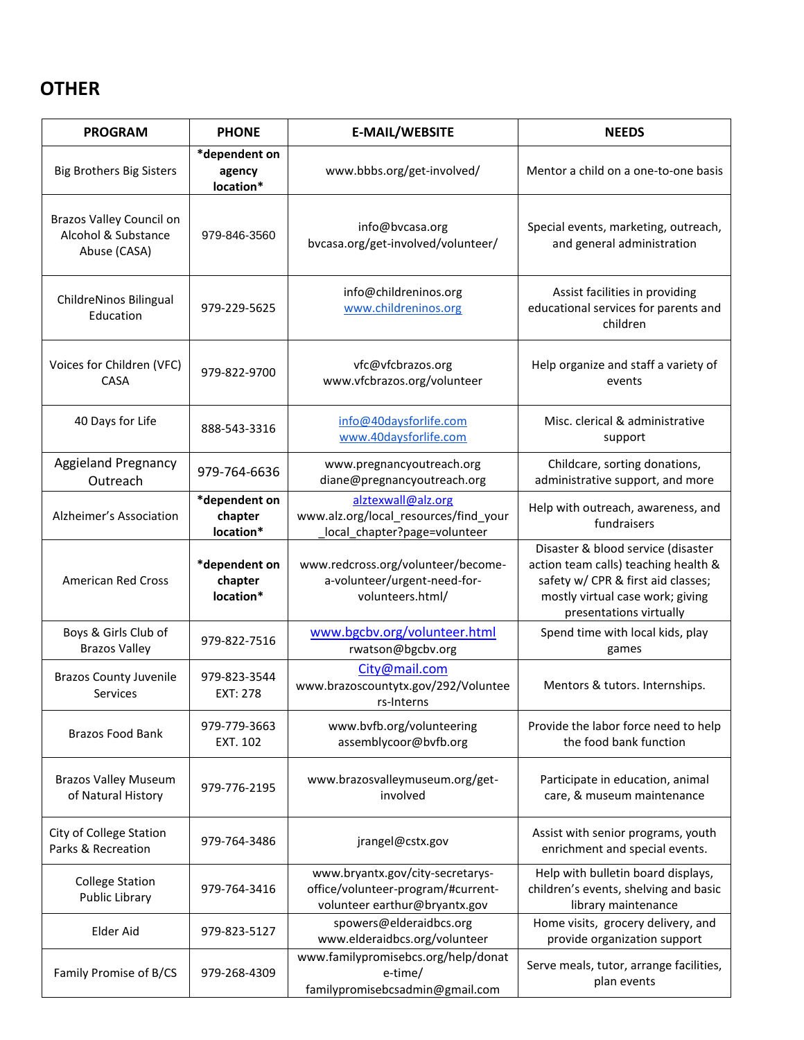## OTHER

| PROGRAM | PHONE | E-MAIL/WEBSITE | NEEDS |
|---|---|---|---|
| Big Brothers Big Sisters | **\*dependent on agency location\*** | www.bbbs.org/get-involved/ | Mentor a child on a one-to-one basis |
| Brazos Valley Council on Alcohol & Substance Abuse (CASA) | 979-846-3560 | info@bvcasa.org bvcasa.org/get-involved/volunteer/ | Special events, marketing, outreach, and general administration |
| ChildreNinos Bilingual Education | 979-229-5625 | info@childreninos.org www.childreninos.org | Assist facilities in providing educational services for parents and children |
| Voices for Children (VFC) CASA | 979-822-9700 | vfc@vfcbrazos.org www.vfcbrazos.org/volunteer | Help organize and staff a variety of events |
| 40 Days for Life | 888-543-3316 | info@40daysforlife.com www.40daysforlife.com | Misc. clerical & administrative support |
| Aggieland Pregnancy Outreach | 979-764-6636 | www.pregnancyoutreach.org diane@pregnancyoutreach.org | Childcare, sorting donations, administrative support, and more |
| Alzheimer's Association | **\*dependent on chapter location\*** | alztexwall@alz.org www.alz.org/local_resources/find_your_local_chapter?page=volunteer | Help with outreach, awareness, and fundraisers |
| American Red Cross | **\*dependent on chapter location\*** | www.redcross.org/volunteer/become-a-volunteer/urgent-need-for-volunteers.html/ | Disaster & blood service (disaster action team calls) teaching health & safety w/ CPR & first aid classes; mostly virtual case work; giving presentations virtually |
| Boys & Girls Club of Brazos Valley | 979-822-7516 | www.bgcbv.org/volunteer.html rwatson@bgcbv.org | Spend time with local kids, play games |
| Brazos County Juvenile Services | 979-823-3544 EXT: 278 | City@mail.com www.brazoscountytx.gov/292/Volunteers-Interns | Mentors & tutors. Internships. |
| Brazos Food Bank | 979-779-3663 EXT. 102 | www.bvfb.org/volunteering assemblycoor@bvfb.org | Provide the labor force need to help the food bank function |
| Brazos Valley Museum of Natural History | 979-776-2195 | www.brazosvalleymuseum.org/get-involved | Participate in education, animal care, & museum maintenance |
| City of College Station Parks & Recreation | 979-764-3486 | jrangel@cstx.gov | Assist with senior programs, youth enrichment and special events. |
| College Station Public Library | 979-764-3416 | www.bryantx.gov/city-secretarys-office/volunteer-program/#current-volunteer earthur@bryantx.gov | Help with bulletin board displays, children's events, shelving and basic library maintenance |
| Elder Aid | 979-823-5127 | spowers@elderaidbcs.org www.elderaidbcs.org/volunteer | Home visits, grocery delivery, and provide organization support |
| Family Promise of B/CS | 979-268-4309 | www.familypromisebcs.org/help/donate-time/ familypromisebcsadmin@gmail.com | Serve meals, tutor, arrange facilities, plan events |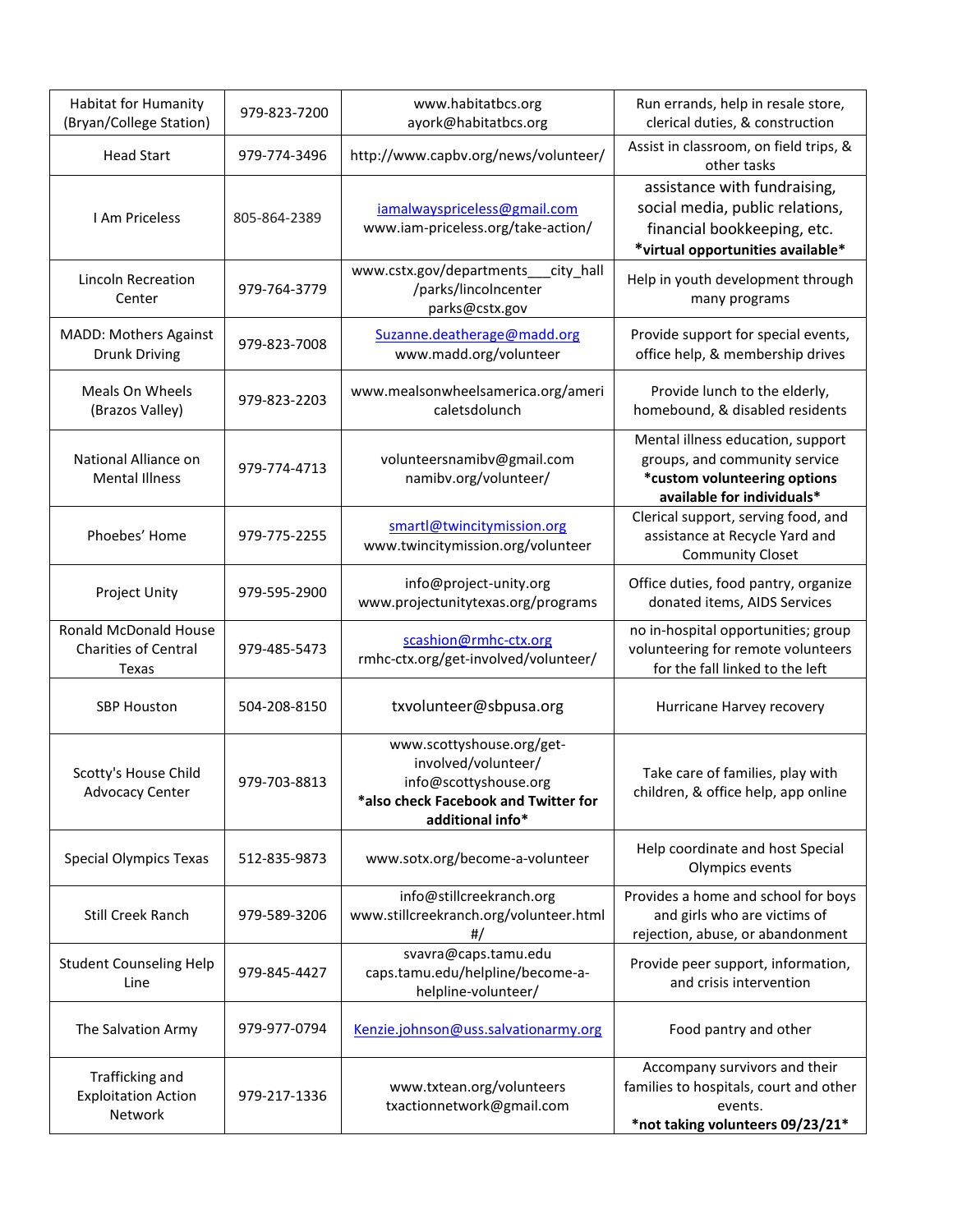| | | | |
|---|---|---|---|
| Habitat for Humanity (Bryan/College Station) | 979-823-7200 | www.habitatbcs.org ayork@habitatbcs.org | Run errands, help in resale store, clerical duties, & construction |
| Head Start | 979-774-3496 | http://www.capbv.org/news/volunteer/ | Assist in classroom, on field trips, & other tasks |
| I Am Priceless | 805-864-2389 | iamalwayspriceless@gmail.com www.iam-priceless.org/take-action/ | assistance with fundraising, social media, public relations, financial bookkeeping, etc. **\*virtual opportunities available\*** |
| Lincoln Recreation Center | 979-764-3779 | www.cstx.gov/departments___city_hall /parks/lincolncenter parks@cstx.gov | Help in youth development through many programs |
| MADD: Mothers Against Drunk Driving | 979-823-7008 | Suzanne.deatherage@madd.org www.madd.org/volunteer | Provide support for special events, office help, & membership drives |
| Meals On Wheels (Brazos Valley) | 979-823-2203 | www.mealsonwheelsamerica.org/ameri caletsdolunch | Provide lunch to the elderly, homebound, & disabled residents |
| National Alliance on Mental Illness | 979-774-4713 | volunteersnamibv@gmail.com namibv.org/volunteer/ | Mental illness education, support groups, and community service **\*custom volunteering options available for individuals\*** |
| Phoebes' Home | 979-775-2255 | smartl@twincitymission.org www.twincitymission.org/volunteer | Clerical support, serving food, and assistance at Recycle Yard and Community Closet |
| Project Unity | 979-595-2900 | info@project-unity.org www.projectunitytexas.org/programs | Office duties, food pantry, organize donated items, AIDS Services |
| Ronald McDonald House Charities of Central Texas | 979-485-5473 | scashion@rmhc-ctx.org rmhc-ctx.org/get-involved/volunteer/ | no in-hospital opportunities; group volunteering for remote volunteers for the fall linked to the left |
| SBP Houston | 504-208-8150 | txvolunteer@sbpusa.org | Hurricane Harvey recovery |
| Scotty's House Child Advocacy Center | 979-703-8813 | www.scottyshouse.org/get-involved/volunteer/ info@scottyshouse.org **\*also check Facebook and Twitter for additional info\*** | Take care of families, play with children, & office help, app online |
| Special Olympics Texas | 512-835-9873 | www.sotx.org/become-a-volunteer | Help coordinate and host Special Olympics events |
| Still Creek Ranch | 979-589-3206 | info@stillcreekranch.org www.stillcreekranch.org/volunteer.html #/ | Provides a home and school for boys and girls who are victims of rejection, abuse, or abandonment |
| Student Counseling Help Line | 979-845-4427 | svavra@caps.tamu.edu caps.tamu.edu/helpline/become-a-helpline-volunteer/ | Provide peer support, information, and crisis intervention |
| The Salvation Army | 979-977-0794 | Kenzie.johnson@uss.salvationarmy.org | Food pantry and other |
| Trafficking and Exploitation Action Network | 979-217-1336 | www.txtean.org/volunteers txactionnetwork@gmail.com | Accompany survivors and their families to hospitals, court and other events. **\*not taking volunteers 09/23/21\*** |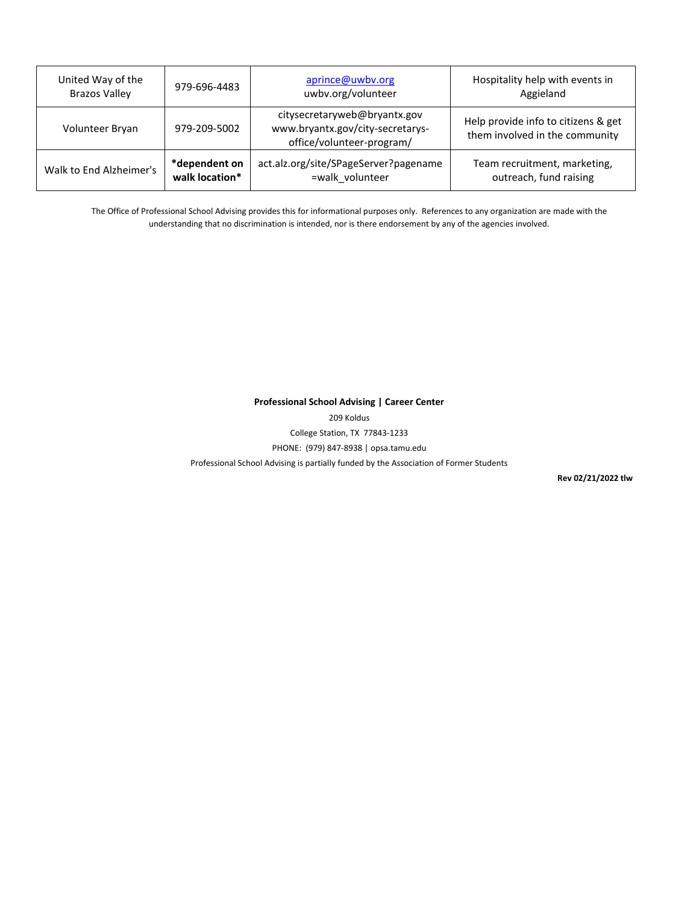| | | | |
|---|---|---|---|
| United Way of the Brazos Valley | 979-696-4483 | aprince@uwbv.org uwbv.org/volunteer | Hospitality help with events in Aggieland |
| Volunteer Bryan | 979-209-5002 | citysecretaryweb@bryantx.gov www.bryantx.gov/city-secretarys-office/volunteer-program/ | Help provide info to citizens & get them involved in the community |
| Walk to End Alzheimer's | **\*dependent on walk location\*** | act.alz.org/site/SPageServer?pagename=walk_volunteer | Team recruitment, marketing, outreach, fund raising |

The Office of Professional School Advising provides this for informational purposes only. References to any organization are made with the understanding that no discrimination is intended, nor is there endorsement by any of the agencies involved.

**Professional School Advising | Career Center**

209 Koldus

College Station, TX 77843-1233

PHONE: (979) 847-8938 | opsa.tamu.edu

Professional School Advising is partially funded by the Association of Former Students

**Rev 02/21/2022 tlw**